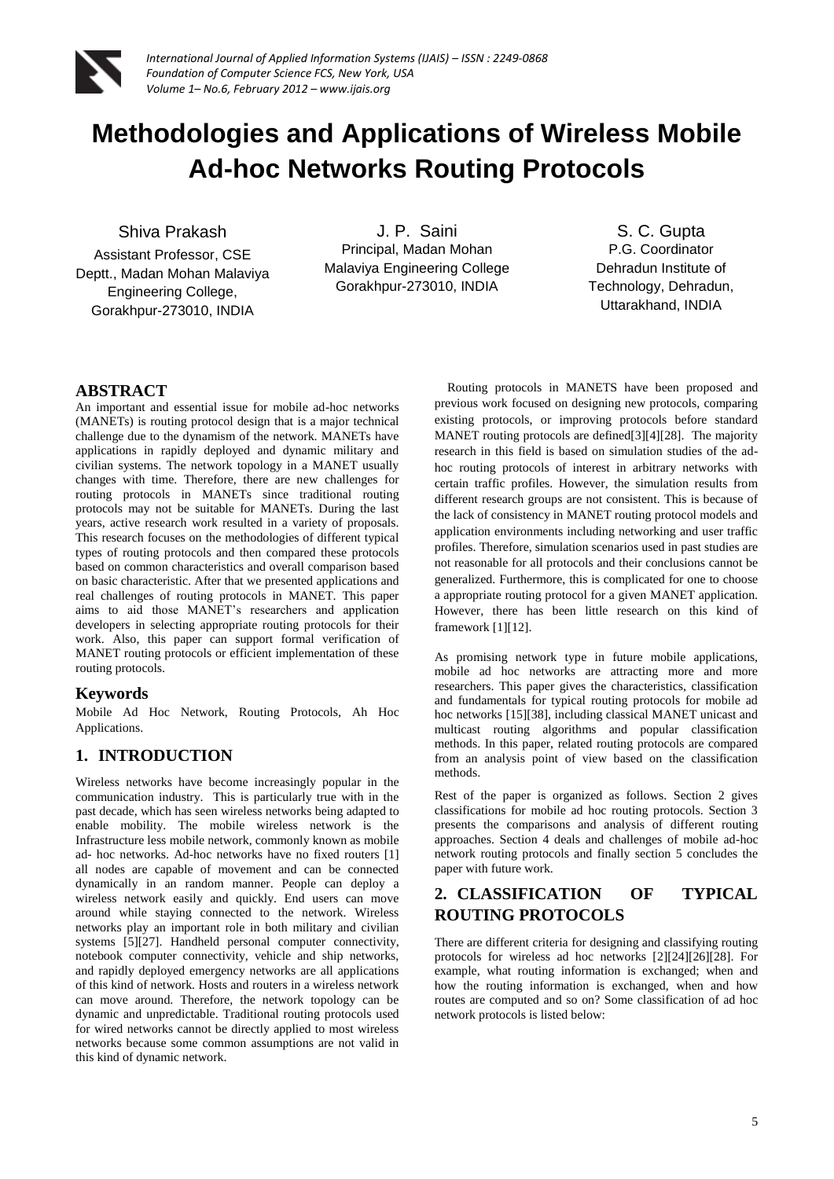# Methodologies and Applications of Wireless Mobile Ad-hoc Networks Routing Protocols

Shiva Prakash
Assistant Professor, CSE Deptt., Madan Mohan Malaviya Engineering College, Gorakhpur-273010, INDIA

J. P. Saini
Principal, Madan Mohan Malaviya Engineering College Gorakhpur-273010, INDIA

S. C. Gupta
P.G. Coordinator Dehradun Institute of Technology, Dehradun, Uttarakhand, INDIA

## ABSTRACT

An important and essential issue for mobile ad-hoc networks (MANETs) is routing protocol design that is a major technical challenge due to the dynamism of the network. MANETs have applications in rapidly deployed and dynamic military and civilian systems. The network topology in a MANET usually changes with time. Therefore, there are new challenges for routing protocols in MANETs since traditional routing protocols may not be suitable for MANETs. During the last years, active research work resulted in a variety of proposals. This research focuses on the methodologies of different typical types of routing protocols and then compared these protocols based on common characteristics and overall comparison based on basic characteristic. After that we presented applications and real challenges of routing protocols in MANET. This paper aims to aid those MANET's researchers and application developers in selecting appropriate routing protocols for their work. Also, this paper can support formal verification of MANET routing protocols or efficient implementation of these routing protocols.

### Keywords

Mobile Ad Hoc Network, Routing Protocols, Ah Hoc Applications.

## 1. INTRODUCTION

Wireless networks have become increasingly popular in the communication industry. This is particularly true with in the past decade, which has seen wireless networks being adapted to enable mobility. The mobile wireless network is the Infrastructure less mobile network, commonly known as mobile ad- hoc networks. Ad-hoc networks have no fixed routers [1] all nodes are capable of movement and can be connected dynamically in an random manner. People can deploy a wireless network easily and quickly. End users can move around while staying connected to the network. Wireless networks play an important role in both military and civilian systems [5][27]. Handheld personal computer connectivity, notebook computer connectivity, vehicle and ship networks, and rapidly deployed emergency networks are all applications of this kind of network. Hosts and routers in a wireless network can move around. Therefore, the network topology can be dynamic and unpredictable. Traditional routing protocols used for wired networks cannot be directly applied to most wireless networks because some common assumptions are not valid in this kind of dynamic network.

Routing protocols in MANETS have been proposed and previous work focused on designing new protocols, comparing existing protocols, or improving protocols before standard MANET routing protocols are defined[3][4][28]. The majority research in this field is based on simulation studies of the ad-hoc routing protocols of interest in arbitrary networks with certain traffic profiles. However, the simulation results from different research groups are not consistent. This is because of the lack of consistency in MANET routing protocol models and application environments including networking and user traffic profiles. Therefore, simulation scenarios used in past studies are not reasonable for all protocols and their conclusions cannot be generalized. Furthermore, this is complicated for one to choose a appropriate routing protocol for a given MANET application. However, there has been little research on this kind of framework [1][12].

As promising network type in future mobile applications, mobile ad hoc networks are attracting more and more researchers. This paper gives the characteristics, classification and fundamentals for typical routing protocols for mobile ad hoc networks [15][38], including classical MANET unicast and multicast routing algorithms and popular classification methods. In this paper, related routing protocols are compared from an analysis point of view based on the classification methods.

Rest of the paper is organized as follows. Section 2 gives classifications for mobile ad hoc routing protocols. Section 3 presents the comparisons and analysis of different routing approaches. Section 4 deals and challenges of mobile ad-hoc network routing protocols and finally section 5 concludes the paper with future work.

## 2. CLASSIFICATION OF TYPICAL ROUTING PROTOCOLS

There are different criteria for designing and classifying routing protocols for wireless ad hoc networks [2][24][26][28]. For example, what routing information is exchanged; when and how the routing information is exchanged, when and how routes are computed and so on? Some classification of ad hoc network protocols is listed below: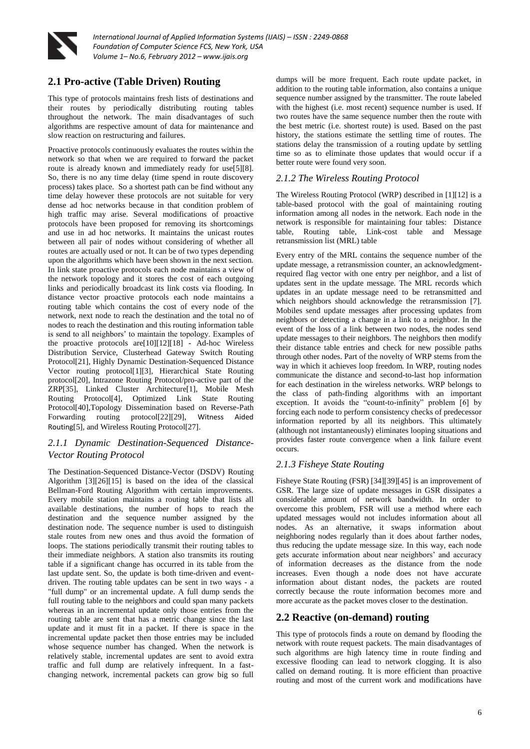## 2.1 Pro-active (Table Driven) Routing

This type of protocols maintains fresh lists of destinations and their routes by periodically distributing routing tables throughout the network. The main disadvantages of such algorithms are respective amount of data for maintenance and slow reaction on restructuring and failures.

Proactive protocols continuously evaluates the routes within the network so that when we are required to forward the packet route is already known and immediately ready for use[5][8]. So, there is no any time delay (time spend in route discovery process) takes place. So a shortest path can be find without any time delay however these protocols are not suitable for very dense ad hoc networks because in that condition problem of high traffic may arise. Several modifications of proactive protocols have been proposed for removing its shortcomings and use in ad hoc networks. It maintains the unicast routes between all pair of nodes without considering of whether all routes are actually used or not. It can be of two types depending upon the algorithms which have been shown in the next section. In link state proactive protocols each node maintains a view of the network topology and it stores the cost of each outgoing links and periodically broadcast its link costs via flooding. In distance vector proactive protocols each node maintains a routing table which contains the cost of every node of the network, next node to reach the destination and the total no of nodes to reach the destination and this routing information table is send to all neighbors' to maintain the topology. Examples of the proactive protocols are[10][12][18] - Ad-hoc Wireless Distribution Service, Clusterhead Gateway Switch Routing Protocol[21], Highly Dynamic Destination-Sequenced Distance Vector routing protocol[1][3], Hierarchical State Routing protocol[20], Intrazone Routing Protocol/pro-active part of the ZRP[35], Linked Cluster Architecture[1], Mobile Mesh Routing Protocol[4], Optimized Link State Routing Protocol[40],Topology Dissemination based on Reverse-Path Forwarding routing protocol[22][29], Witness Aided Routing[5], and Wireless Routing Protocol[27].

### *2.1.1 Dynamic Destination-Sequenced Distance-Vector Routing Protocol*

The Destination-Sequenced Distance-Vector (DSDV) Routing Algorithm [3][26][15] is based on the idea of the classical Bellman-Ford Routing Algorithm with certain improvements. Every mobile station maintains a routing table that lists all available destinations, the number of hops to reach the destination and the sequence number assigned by the destination node. The sequence number is used to distinguish stale routes from new ones and thus avoid the formation of loops. The stations periodically transmit their routing tables to their immediate neighbors. A station also transmits its routing table if a significant change has occurred in its table from the last update sent. So, the update is both time-driven and event-driven. The routing table updates can be sent in two ways - a "full dump" or an incremental update. A full dump sends the full routing table to the neighbors and could span many packets whereas in an incremental update only those entries from the routing table are sent that has a metric change since the last update and it must fit in a packet. If there is space in the incremental update packet then those entries may be included whose sequence number has changed. When the network is relatively stable, incremental updates are sent to avoid extra traffic and full dump are relatively infrequent. In a fast-changing network, incremental packets can grow big so full dumps will be more frequent. Each route update packet, in addition to the routing table information, also contains a unique sequence number assigned by the transmitter. The route labeled with the highest (i.e. most recent) sequence number is used. If two routes have the same sequence number then the route with the best metric (i.e. shortest route) is used. Based on the past history, the stations estimate the settling time of routes. The stations delay the transmission of a routing update by settling time so as to eliminate those updates that would occur if a better route were found very soon.

### *2.1.2 The Wireless Routing Protocol*

The Wireless Routing Protocol (WRP) described in [1][12] is a table-based protocol with the goal of maintaining routing information among all nodes in the network. Each node in the network is responsible for maintaining four tables: Distance table, Routing table, Link-cost table and Message retransmission list (MRL) table

Every entry of the MRL contains the sequence number of the update message, a retransmission counter, an acknowledgment-required flag vector with one entry per neighbor, and a list of updates sent in the update message. The MRL records which updates in an update message need to be retransmitted and which neighbors should acknowledge the retransmission [7]. Mobiles send update messages after processing updates from neighbors or detecting a change in a link to a neighbor. In the event of the loss of a link between two nodes, the nodes send update messages to their neighbors. The neighbors then modify their distance table entries and check for new possible paths through other nodes. Part of the novelty of WRP stems from the way in which it achieves loop freedom. In WRP, routing nodes communicate the distance and second-to-last hop information for each destination in the wireless networks. WRP belongs to the class of path-finding algorithms with an important exception. It avoids the "count-to-infinity" problem [6] by forcing each node to perform consistency checks of predecessor information reported by all its neighbors. This ultimately (although not instantaneously) eliminates looping situations and provides faster route convergence when a link failure event occurs.

### *2.1.3 Fisheye State Routing*

Fisheye State Routing (FSR) [34][39][45] is an improvement of GSR. The large size of update messages in GSR dissipates a considerable amount of network bandwidth. In order to overcome this problem, FSR will use a method where each updated messages would not includes information about all nodes. As an alternative, it swaps information about neighboring nodes regularly than it does about farther nodes, thus reducing the update message size. In this way, each node gets accurate information about near neighbors' and accuracy of information decreases as the distance from the node increases. Even though a node does not have accurate information about distant nodes, the packets are routed correctly because the route information becomes more and more accurate as the packet moves closer to the destination.

## 2.2 Reactive (on-demand) routing

This type of protocols finds a route on demand by flooding the network with route request packets. The main disadvantages of such algorithms are high latency time in route finding and excessive flooding can lead to network clogging. It is also called on demand routing. It is more efficient than proactive routing and most of the current work and modifications have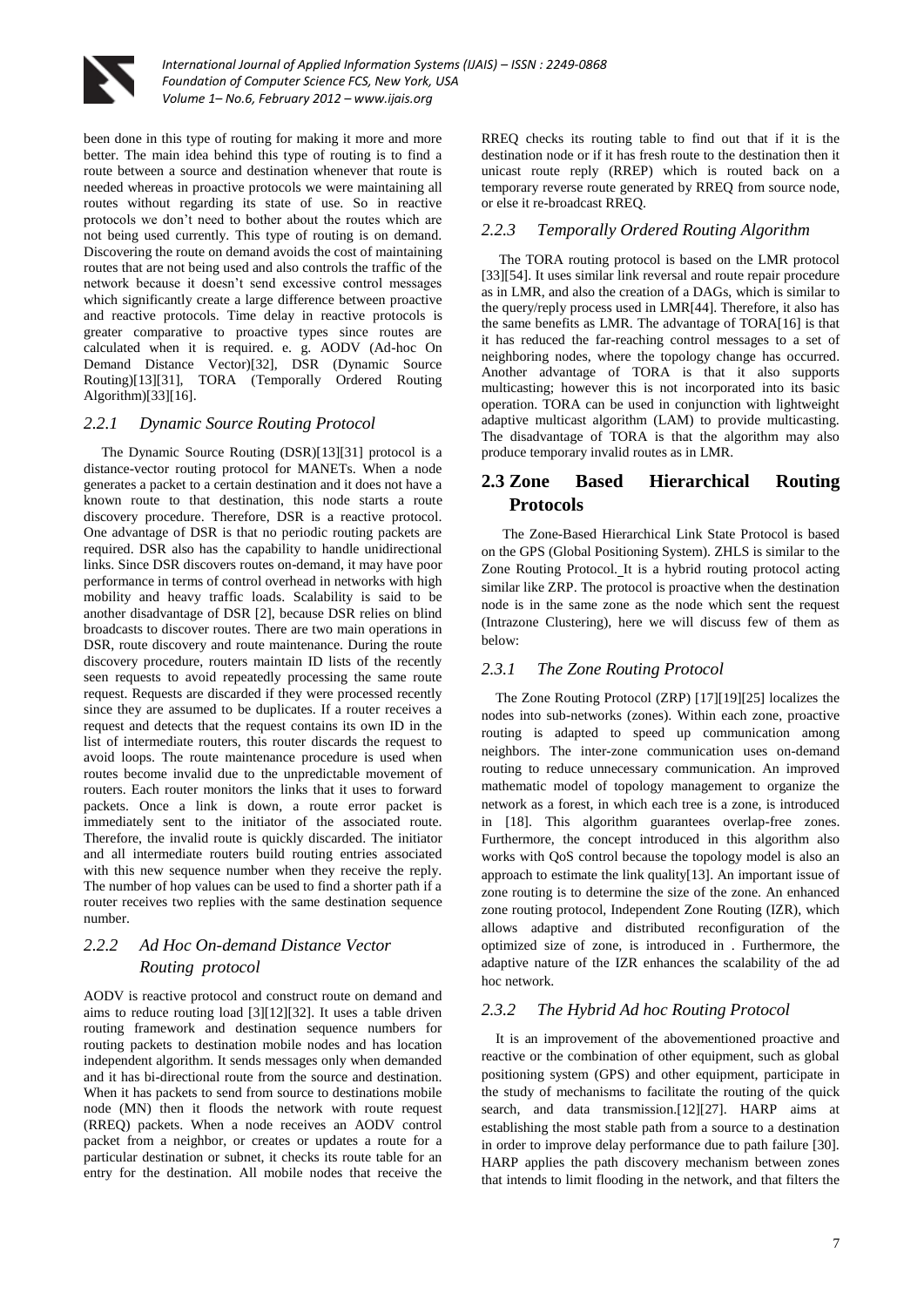been done in this type of routing for making it more and more better. The main idea behind this type of routing is to find a route between a source and destination whenever that route is needed whereas in proactive protocols we were maintaining all routes without regarding its state of use. So in reactive protocols we don't need to bother about the routes which are not being used currently. This type of routing is on demand. Discovering the route on demand avoids the cost of maintaining routes that are not being used and also controls the traffic of the network because it doesn't send excessive control messages which significantly create a large difference between proactive and reactive protocols. Time delay in reactive protocols is greater comparative to proactive types since routes are calculated when it is required. e. g. AODV (Ad-hoc On Demand Distance Vector)[32], DSR (Dynamic Source Routing)[13][31], TORA (Temporally Ordered Routing Algorithm)[33][16].

### *2.2.1 Dynamic Source Routing Protocol*

The Dynamic Source Routing (DSR)[13][31] protocol is a distance-vector routing protocol for MANETs. When a node generates a packet to a certain destination and it does not have a known route to that destination, this node starts a route discovery procedure. Therefore, DSR is a reactive protocol. One advantage of DSR is that no periodic routing packets are required. DSR also has the capability to handle unidirectional links. Since DSR discovers routes on-demand, it may have poor performance in terms of control overhead in networks with high mobility and heavy traffic loads. Scalability is said to be another disadvantage of DSR [2], because DSR relies on blind broadcasts to discover routes. There are two main operations in DSR, route discovery and route maintenance. During the route discovery procedure, routers maintain ID lists of the recently seen requests to avoid repeatedly processing the same route request. Requests are discarded if they were processed recently since they are assumed to be duplicates. If a router receives a request and detects that the request contains its own ID in the list of intermediate routers, this router discards the request to avoid loops. The route maintenance procedure is used when routes become invalid due to the unpredictable movement of routers. Each router monitors the links that it uses to forward packets. Once a link is down, a route error packet is immediately sent to the initiator of the associated route. Therefore, the invalid route is quickly discarded. The initiator and all intermediate routers build routing entries associated with this new sequence number when they receive the reply. The number of hop values can be used to find a shorter path if a router receives two replies with the same destination sequence number.

### *2.2.2 Ad Hoc On-demand Distance Vector Routing protocol*

AODV is reactive protocol and construct route on demand and aims to reduce routing load [3][12][32]. It uses a table driven routing framework and destination sequence numbers for routing packets to destination mobile nodes and has location independent algorithm. It sends messages only when demanded and it has bi-directional route from the source and destination. When it has packets to send from source to destinations mobile node (MN) then it floods the network with route request (RREQ) packets. When a node receives an AODV control packet from a neighbor, or creates or updates a route for a particular destination or subnet, it checks its route table for an entry for the destination. All mobile nodes that receive the RREQ checks its routing table to find out that if it is the destination node or if it has fresh route to the destination then it unicast route reply (RREP) which is routed back on a temporary reverse route generated by RREQ from source node, or else it re-broadcast RREQ.

### *2.2.3 Temporally Ordered Routing Algorithm*

The TORA routing protocol is based on the LMR protocol [33][54]. It uses similar link reversal and route repair procedure as in LMR, and also the creation of a DAGs, which is similar to the query/reply process used in LMR[44]. Therefore, it also has the same benefits as LMR. The advantage of TORA[16] is that it has reduced the far-reaching control messages to a set of neighboring nodes, where the topology change has occurred. Another advantage of TORA is that it also supports multicasting; however this is not incorporated into its basic operation. TORA can be used in conjunction with lightweight adaptive multicast algorithm (LAM) to provide multicasting. The disadvantage of TORA is that the algorithm may also produce temporary invalid routes as in LMR.

## 2.3 Zone Based Hierarchical Routing Protocols

The Zone-Based Hierarchical Link State Protocol is based on the GPS (Global Positioning System). ZHLS is similar to the Zone Routing Protocol. It is a hybrid routing protocol acting similar like ZRP. The protocol is proactive when the destination node is in the same zone as the node which sent the request (Intrazone Clustering), here we will discuss few of them as below:

### *2.3.1 The Zone Routing Protocol*

The Zone Routing Protocol (ZRP) [17][19][25] localizes the nodes into sub-networks (zones). Within each zone, proactive routing is adapted to speed up communication among neighbors. The inter-zone communication uses on-demand routing to reduce unnecessary communication. An improved mathematic model of topology management to organize the network as a forest, in which each tree is a zone, is introduced in [18]. This algorithm guarantees overlap-free zones. Furthermore, the concept introduced in this algorithm also works with QoS control because the topology model is also an approach to estimate the link quality[13]. An important issue of zone routing is to determine the size of the zone. An enhanced zone routing protocol, Independent Zone Routing (IZR), which allows adaptive and distributed reconfiguration of the optimized size of zone, is introduced in . Furthermore, the adaptive nature of the IZR enhances the scalability of the ad hoc network.

### *2.3.2 The Hybrid Ad hoc Routing Protocol*

It is an improvement of the abovementioned proactive and reactive or the combination of other equipment, such as global positioning system (GPS) and other equipment, participate in the study of mechanisms to facilitate the routing of the quick search, and data transmission.[12][27]. HARP aims at establishing the most stable path from a source to a destination in order to improve delay performance due to path failure [30]. HARP applies the path discovery mechanism between zones that intends to limit flooding in the network, and that filters the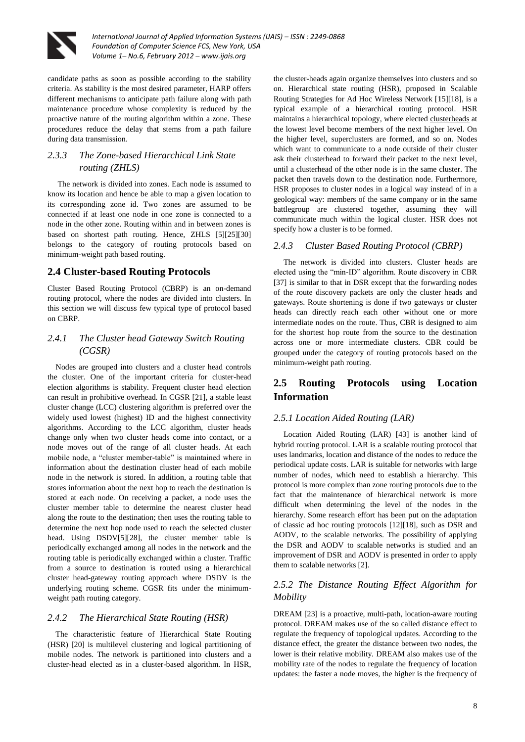candidate paths as soon as possible according to the stability criteria. As stability is the most desired parameter, HARP offers different mechanisms to anticipate path failure along with path maintenance procedure whose complexity is reduced by the proactive nature of the routing algorithm within a zone. These procedures reduce the delay that stems from a path failure during data transmission.

### *2.3.3 The Zone-based Hierarchical Link State routing (ZHLS)*

The network is divided into zones. Each node is assumed to know its location and hence be able to map a given location to its corresponding zone id. Two zones are assumed to be connected if at least one node in one zone is connected to a node in the other zone. Routing within and in between zones is based on shortest path routing. Hence, ZHLS [5][25][30] belongs to the category of routing protocols based on minimum-weight path based routing.

## 2.4 Cluster-based Routing Protocols

Cluster Based Routing Protocol (CBRP) is an on-demand routing protocol, where the nodes are divided into clusters. In this section we will discuss few typical type of protocol based on CBRP.

### *2.4.1 The Cluster head Gateway Switch Routing (CGSR)*

Nodes are grouped into clusters and a cluster head controls the cluster. One of the important criteria for cluster-head election algorithms is stability. Frequent cluster head election can result in prohibitive overhead. In CGSR [21], a stable least cluster change (LCC) clustering algorithm is preferred over the widely used lowest (highest) ID and the highest connectivity algorithms. According to the LCC algorithm, cluster heads change only when two cluster heads come into contact, or a node moves out of the range of all cluster heads. At each mobile node, a "cluster member-table" is maintained where in information about the destination cluster head of each mobile node in the network is stored. In addition, a routing table that stores information about the next hop to reach the destination is stored at each node. On receiving a packet, a node uses the cluster member table to determine the nearest cluster head along the route to the destination; then uses the routing table to determine the next hop node used to reach the selected cluster head. Using DSDV[5][28], the cluster member table is periodically exchanged among all nodes in the network and the routing table is periodically exchanged within a cluster. Traffic from a source to destination is routed using a hierarchical cluster head-gateway routing approach where DSDV is the underlying routing scheme. CGSR fits under the minimum-weight path routing category.

### *2.4.2 The Hierarchical State Routing (HSR)*

The characteristic feature of Hierarchical State Routing (HSR) [20] is multilevel clustering and logical partitioning of mobile nodes. The network is partitioned into clusters and a cluster-head elected as in a cluster-based algorithm. In HSR, the cluster-heads again organize themselves into clusters and so on. Hierarchical state routing (HSR), proposed in Scalable Routing Strategies for Ad Hoc Wireless Network [15][18], is a typical example of a hierarchical routing protocol. HSR maintains a hierarchical topology, where elected clusterheads at the lowest level become members of the next higher level. On the higher level, superclusters are formed, and so on. Nodes which want to communicate to a node outside of their cluster ask their clusterhead to forward their packet to the next level, until a clusterhead of the other node is in the same cluster. The packet then travels down to the destination node. Furthermore, HSR proposes to cluster nodes in a logical way instead of in a geological way: members of the same company or in the same battlegroup are clustered together, assuming they will communicate much within the logical cluster. HSR does not specify how a cluster is to be formed.

### *2.4.3 Cluster Based Routing Protocol (CBRP)*

The network is divided into clusters. Cluster heads are elected using the "min-ID" algorithm. Route discovery in CBR [37] is similar to that in DSR except that the forwarding nodes of the route discovery packets are only the cluster heads and gateways. Route shortening is done if two gateways or cluster heads can directly reach each other without one or more intermediate nodes on the route. Thus, CBR is designed to aim for the shortest hop route from the source to the destination across one or more intermediate clusters. CBR could be grouped under the category of routing protocols based on the minimum-weight path routing.

## 2.5 Routing Protocols using Location Information

### *2.5.1 Location Aided Routing (LAR)*

Location Aided Routing (LAR) [43] is another kind of hybrid routing protocol. LAR is a scalable routing protocol that uses landmarks, location and distance of the nodes to reduce the periodical update costs. LAR is suitable for networks with large number of nodes, which need to establish a hierarchy. This protocol is more complex than zone routing protocols due to the fact that the maintenance of hierarchical network is more difficult when determining the level of the nodes in the hierarchy. Some research effort has been put on the adaptation of classic ad hoc routing protocols [12][18], such as DSR and AODV, to the scalable networks. The possibility of applying the DSR and AODV to scalable networks is studied and an improvement of DSR and AODV is presented in order to apply them to scalable networks [2].

### *2.5.2 The Distance Routing Effect Algorithm for Mobility*

DREAM [23] is a proactive, multi-path, location-aware routing protocol. DREAM makes use of the so called distance effect to regulate the frequency of topological updates. According to the distance effect, the greater the distance between two nodes, the lower is their relative mobility. DREAM also makes use of the mobility rate of the nodes to regulate the frequency of location updates: the faster a node moves, the higher is the frequency of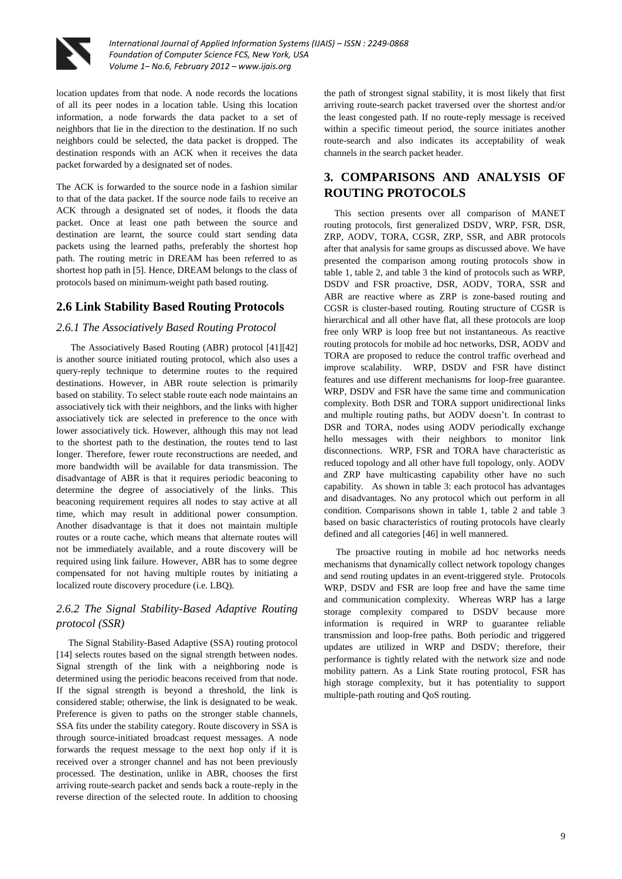location updates from that node. A node records the locations of all its peer nodes in a location table. Using this location information, a node forwards the data packet to a set of neighbors that lie in the direction to the destination. If no such neighbors could be selected, the data packet is dropped. The destination responds with an ACK when it receives the data packet forwarded by a designated set of nodes.

The ACK is forwarded to the source node in a fashion similar to that of the data packet. If the source node fails to receive an ACK through a designated set of nodes, it floods the data packet. Once at least one path between the source and destination are learnt, the source could start sending data packets using the learned paths, preferably the shortest hop path. The routing metric in DREAM has been referred to as shortest hop path in [5]. Hence, DREAM belongs to the class of protocols based on minimum-weight path based routing.

## 2.6 Link Stability Based Routing Protocols

### *2.6.1 The Associatively Based Routing Protocol*

The Associatively Based Routing (ABR) protocol [41][42] is another source initiated routing protocol, which also uses a query-reply technique to determine routes to the required destinations. However, in ABR route selection is primarily based on stability. To select stable route each node maintains an associatively tick with their neighbors, and the links with higher associatively tick are selected in preference to the once with lower associatively tick. However, although this may not lead to the shortest path to the destination, the routes tend to last longer. Therefore, fewer route reconstructions are needed, and more bandwidth will be available for data transmission. The disadvantage of ABR is that it requires periodic beaconing to determine the degree of associatively of the links. This beaconing requirement requires all nodes to stay active at all time, which may result in additional power consumption. Another disadvantage is that it does not maintain multiple routes or a route cache, which means that alternate routes will not be immediately available, and a route discovery will be required using link failure. However, ABR has to some degree compensated for not having multiple routes by initiating a localized route discovery procedure (i.e. LBQ).

### *2.6.2 The Signal Stability-Based Adaptive Routing protocol (SSR)*

The Signal Stability-Based Adaptive (SSA) routing protocol [14] selects routes based on the signal strength between nodes. Signal strength of the link with a neighboring node is determined using the periodic beacons received from that node. If the signal strength is beyond a threshold, the link is considered stable; otherwise, the link is designated to be weak. Preference is given to paths on the stronger stable channels, SSA fits under the stability category. Route discovery in SSA is through source-initiated broadcast request messages. A node forwards the request message to the next hop only if it is received over a stronger channel and has not been previously processed. The destination, unlike in ABR, chooses the first arriving route-search packet and sends back a route-reply in the reverse direction of the selected route. In addition to choosing the path of strongest signal stability, it is most likely that first arriving route-search packet traversed over the shortest and/or the least congested path. If no route-reply message is received within a specific timeout period, the source initiates another route-search and also indicates its acceptability of weak channels in the search packet header.

## 3. COMPARISONS AND ANALYSIS OF ROUTING PROTOCOLS

This section presents over all comparison of MANET routing protocols, first generalized DSDV, WRP, FSR, DSR, ZRP, AODV, TORA, CGSR, ZRP, SSR, and ABR protocols after that analysis for same groups as discussed above. We have presented the comparison among routing protocols show in table 1, table 2, and table 3 the kind of protocols such as WRP, DSDV and FSR proactive, DSR, AODV, TORA, SSR and ABR are reactive where as ZRP is zone-based routing and CGSR is cluster-based routing. Routing structure of CGSR is hierarchical and all other have flat, all these protocols are loop free only WRP is loop free but not instantaneous. As reactive routing protocols for mobile ad hoc networks, DSR, AODV and TORA are proposed to reduce the control traffic overhead and improve scalability. WRP, DSDV and FSR have distinct features and use different mechanisms for loop-free guarantee. WRP, DSDV and FSR have the same time and communication complexity. Both DSR and TORA support unidirectional links and multiple routing paths, but AODV doesn't. In contrast to DSR and TORA, nodes using AODV periodically exchange hello messages with their neighbors to monitor link disconnections. WRP, FSR and TORA have characteristic as reduced topology and all other have full topology, only. AODV and ZRP have multicasting capability other have no such capability. As shown in table 3: each protocol has advantages and disadvantages. No any protocol which out perform in all condition. Comparisons shown in table 1, table 2 and table 3 based on basic characteristics of routing protocols have clearly defined and all categories [46] in well mannered.

The proactive routing in mobile ad hoc networks needs mechanisms that dynamically collect network topology changes and send routing updates in an event-triggered style. Protocols WRP, DSDV and FSR are loop free and have the same time and communication complexity. Whereas WRP has a large storage complexity compared to DSDV because more information is required in WRP to guarantee reliable transmission and loop-free paths. Both periodic and triggered updates are utilized in WRP and DSDV; therefore, their performance is tightly related with the network size and node mobility pattern. As a Link State routing protocol, FSR has high storage complexity, but it has potentiality to support multiple-path routing and QoS routing.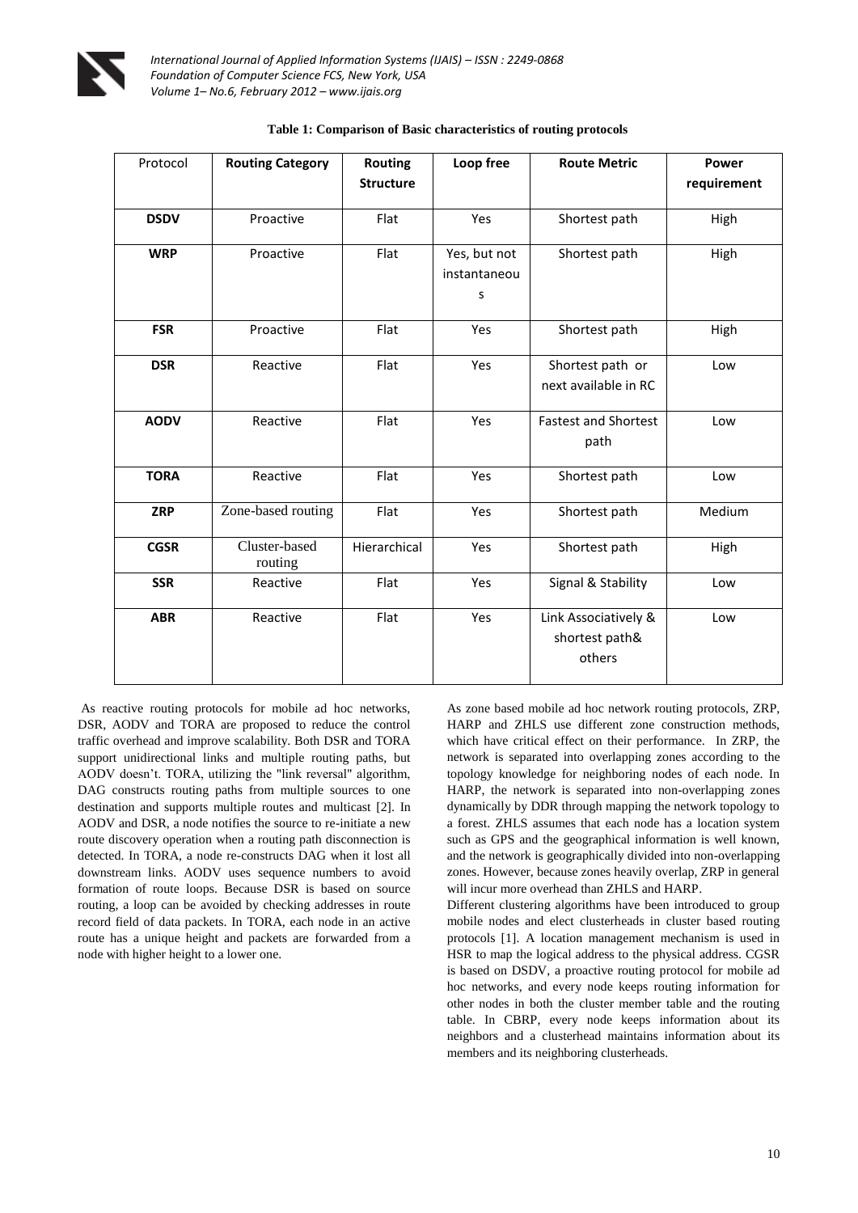**Table 1: Comparison of Basic characteristics of routing protocols**

| Protocol | Routing Category | Routing Structure | Loop free | Route Metric | Power requirement |
|---|---|---|---|---|---|
| **DSDV** | Proactive | Flat | Yes | Shortest path | High |
| **WRP** | Proactive | Flat | Yes, but not instantaneous | Shortest path | High |
| **FSR** | Proactive | Flat | Yes | Shortest path | High |
| **DSR** | Reactive | Flat | Yes | Shortest path or next available in RC | Low |
| **AODV** | Reactive | Flat | Yes | Fastest and Shortest path | Low |
| **TORA** | Reactive | Flat | Yes | Shortest path | Low |
| **ZRP** | Zone-based routing | Flat | Yes | Shortest path | Medium |
| **CGSR** | Cluster-based routing | Hierarchical | Yes | Shortest path | High |
| **SSR** | Reactive | Flat | Yes | Signal & Stability | Low |
| **ABR** | Reactive | Flat | Yes | Link Associatively & shortest path& others | Low |

As reactive routing protocols for mobile ad hoc networks, DSR, AODV and TORA are proposed to reduce the control traffic overhead and improve scalability. Both DSR and TORA support unidirectional links and multiple routing paths, but AODV doesn't. TORA, utilizing the "link reversal" algorithm, DAG constructs routing paths from multiple sources to one destination and supports multiple routes and multicast [2]. In AODV and DSR, a node notifies the source to re-initiate a new route discovery operation when a routing path disconnection is detected. In TORA, a node re-constructs DAG when it lost all downstream links. AODV uses sequence numbers to avoid formation of route loops. Because DSR is based on source routing, a loop can be avoided by checking addresses in route record field of data packets. In TORA, each node in an active route has a unique height and packets are forwarded from a node with higher height to a lower one.

As zone based mobile ad hoc network routing protocols, ZRP, HARP and ZHLS use different zone construction methods, which have critical effect on their performance. In ZRP, the network is separated into overlapping zones according to the topology knowledge for neighboring nodes of each node. In HARP, the network is separated into non-overlapping zones dynamically by DDR through mapping the network topology to a forest. ZHLS assumes that each node has a location system such as GPS and the geographical information is well known, and the network is geographically divided into non-overlapping zones. However, because zones heavily overlap, ZRP in general will incur more overhead than ZHLS and HARP.

Different clustering algorithms have been introduced to group mobile nodes and elect clusterheads in cluster based routing protocols [1]. A location management mechanism is used in HSR to map the logical address to the physical address. CGSR is based on DSDV, a proactive routing protocol for mobile ad hoc networks, and every node keeps routing information for other nodes in both the cluster member table and the routing table. In CBRP, every node keeps information about its neighbors and a clusterhead maintains information about its members and its neighboring clusterheads.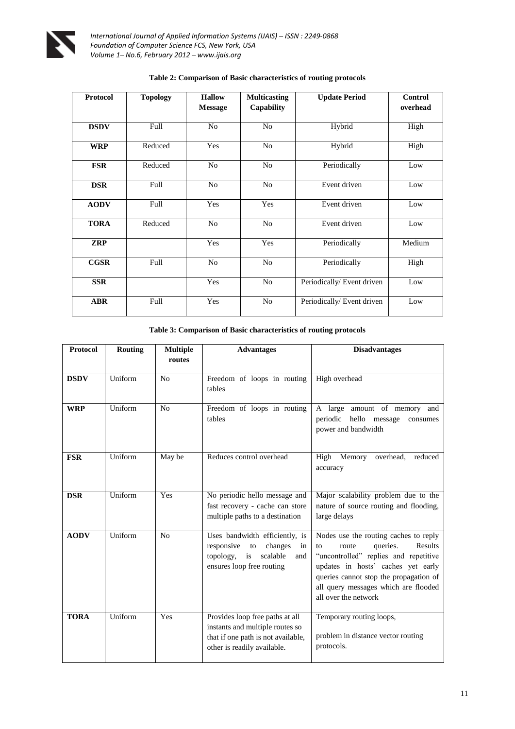**Table 2: Comparison of Basic characteristics of routing protocols**

| Protocol | Topology | Hallow Message | Multicasting Capability | Update Period | Control overhead |
|---|---|---|---|---|---|
| **DSDV** | Full | No | No | Hybrid | High |
| **WRP** | Reduced | Yes | No | Hybrid | High |
| **FSR** | Reduced | No | No | Periodically | Low |
| **DSR** | Full | No | No | Event driven | Low |
| **AODV** | Full | Yes | Yes | Event driven | Low |
| **TORA** | Reduced | No | No | Event driven | Low |
| **ZRP** | | Yes | Yes | Periodically | Medium |
| **CGSR** | Full | No | No | Periodically | High |
| **SSR** | | Yes | No | Periodically/ Event driven | Low |
| **ABR** | Full | Yes | No | Periodically/ Event driven | Low |

**Table 3: Comparison of Basic characteristics of routing protocols**

| Protocol | Routing | Multiple routes | Advantages | Disadvantages |
|---|---|---|---|---|
| **DSDV** | Uniform | No | Freedom of loops in routing tables | High overhead |
| **WRP** | Uniform | No | Freedom of loops in routing tables | A large amount of memory and periodic hello message consumes power and bandwidth |
| **FSR** | Uniform | May be | Reduces control overhead | High Memory overhead, reduced accuracy |
| **DSR** | Uniform | Yes | No periodic hello message and fast recovery - cache can store multiple paths to a destination | Major scalability problem due to the nature of source routing and flooding, large delays |
| **AODV** | Uniform | No | Uses bandwidth efficiently, is responsive to changes in topology, is scalable and ensures loop free routing | Nodes use the routing caches to reply to route queries. Results "uncontrolled" replies and repetitive updates in hosts' caches yet early queries cannot stop the propagation of all query messages which are flooded all over the network |
| **TORA** | Uniform | Yes | Provides loop free paths at all instants and multiple routes so that if one path is not available, other is readily available. | Temporary routing loops, problem in distance vector routing protocols. |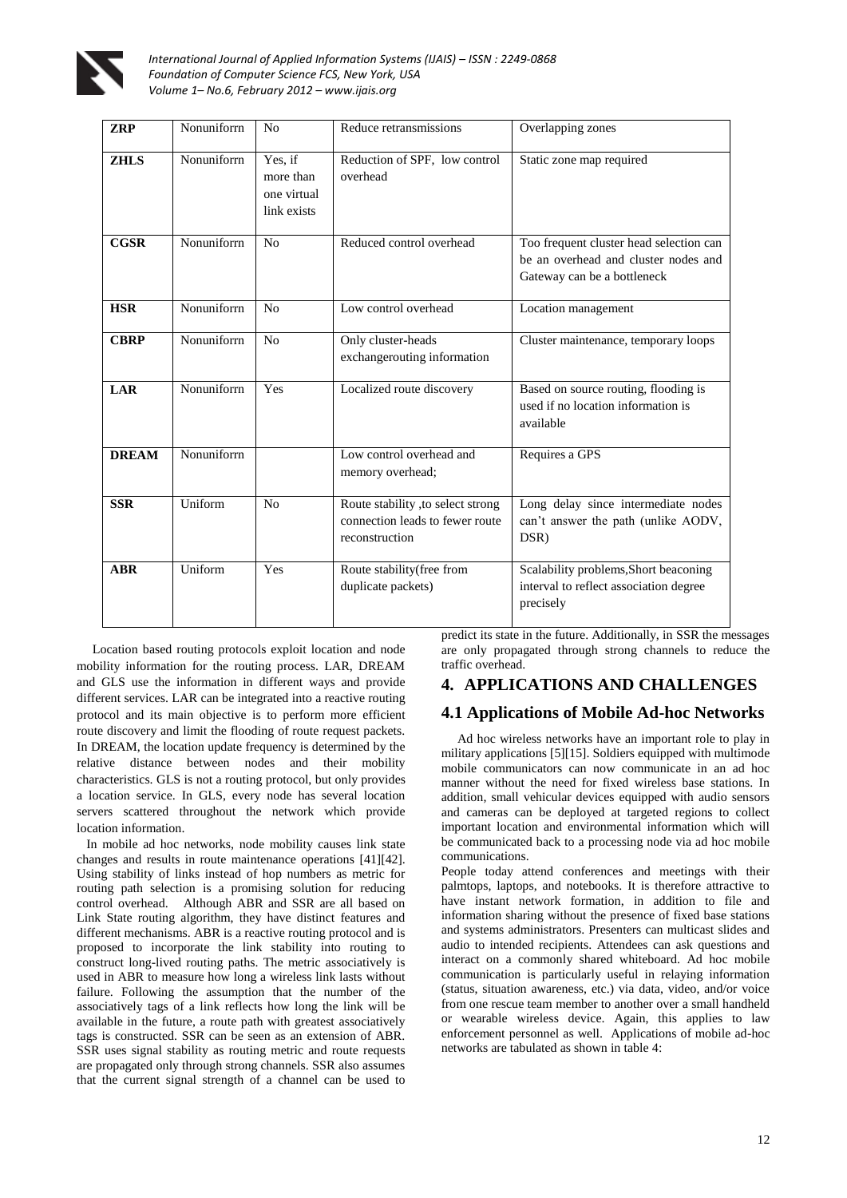| ZRP | Nonuniforrn | No | Reduce retransmissions | Overlapping zones |
|---|---|---|---|---|
| ZHLS | Nonuniforrn | Yes, if more than one virtual link exists | Reduction of SPF, low control overhead | Static zone map required |
| CGSR | Nonuniforrn | No | Reduced control overhead | Too frequent cluster head selection can be an overhead and cluster nodes and Gateway can be a bottleneck |
| HSR | Nonuniforrn | No | Low control overhead | Location management |
| CBRP | Nonuniforrn | No | Only cluster-heads exchangerouting information | Cluster maintenance, temporary loops |
| LAR | Nonuniforrn | Yes | Localized route discovery | Based on source routing, flooding is used if no location information is available |
| DREAM | Nonuniforrn | | Low control overhead and memory overhead; | Requires a GPS |
| SSR | Uniform | No | Route stability ,to select strong connection leads to fewer route reconstruction | Long delay since intermediate nodes can't answer the path (unlike AODV, DSR) |
| ABR | Uniform | Yes | Route stability(free from duplicate packets) | Scalability problems,Short beaconing interval to reflect association degree precisely |

Location based routing protocols exploit location and node mobility information for the routing process. LAR, DREAM and GLS use the information in different ways and provide different services. LAR can be integrated into a reactive routing protocol and its main objective is to perform more efficient route discovery and limit the flooding of route request packets. In DREAM, the location update frequency is determined by the relative distance between nodes and their mobility characteristics. GLS is not a routing protocol, but only provides a location service. In GLS, every node has several location servers scattered throughout the network which provide location information.

In mobile ad hoc networks, node mobility causes link state changes and results in route maintenance operations [41][42]. Using stability of links instead of hop numbers as metric for routing path selection is a promising solution for reducing control overhead. Although ABR and SSR are all based on Link State routing algorithm, they have distinct features and different mechanisms. ABR is a reactive routing protocol and is proposed to incorporate the link stability into routing to construct long-lived routing paths. The metric associatively is used in ABR to measure how long a wireless link lasts without failure. Following the assumption that the number of the associatively tags of a link reflects how long the link will be available in the future, a route path with greatest associatively tags is constructed. SSR can be seen as an extension of ABR. SSR uses signal stability as routing metric and route requests are propagated only through strong channels. SSR also assumes that the current signal strength of a channel can be used to predict its state in the future. Additionally, in SSR the messages are only propagated through strong channels to reduce the traffic overhead.

## 4. APPLICATIONS AND CHALLENGES

### 4.1 Applications of Mobile Ad-hoc Networks

Ad hoc wireless networks have an important role to play in military applications [5][15]. Soldiers equipped with multimode mobile communicators can now communicate in an ad hoc manner without the need for fixed wireless base stations. In addition, small vehicular devices equipped with audio sensors and cameras can be deployed at targeted regions to collect important location and environmental information which will be communicated back to a processing node via ad hoc mobile communications.

People today attend conferences and meetings with their palmtops, laptops, and notebooks. It is therefore attractive to have instant network formation, in addition to file and information sharing without the presence of fixed base stations and systems administrators. Presenters can multicast slides and audio to intended recipients. Attendees can ask questions and interact on a commonly shared whiteboard. Ad hoc mobile communication is particularly useful in relaying information (status, situation awareness, etc.) via data, video, and/or voice from one rescue team member to another over a small handheld or wearable wireless device. Again, this applies to law enforcement personnel as well. Applications of mobile ad-hoc networks are tabulated as shown in table 4: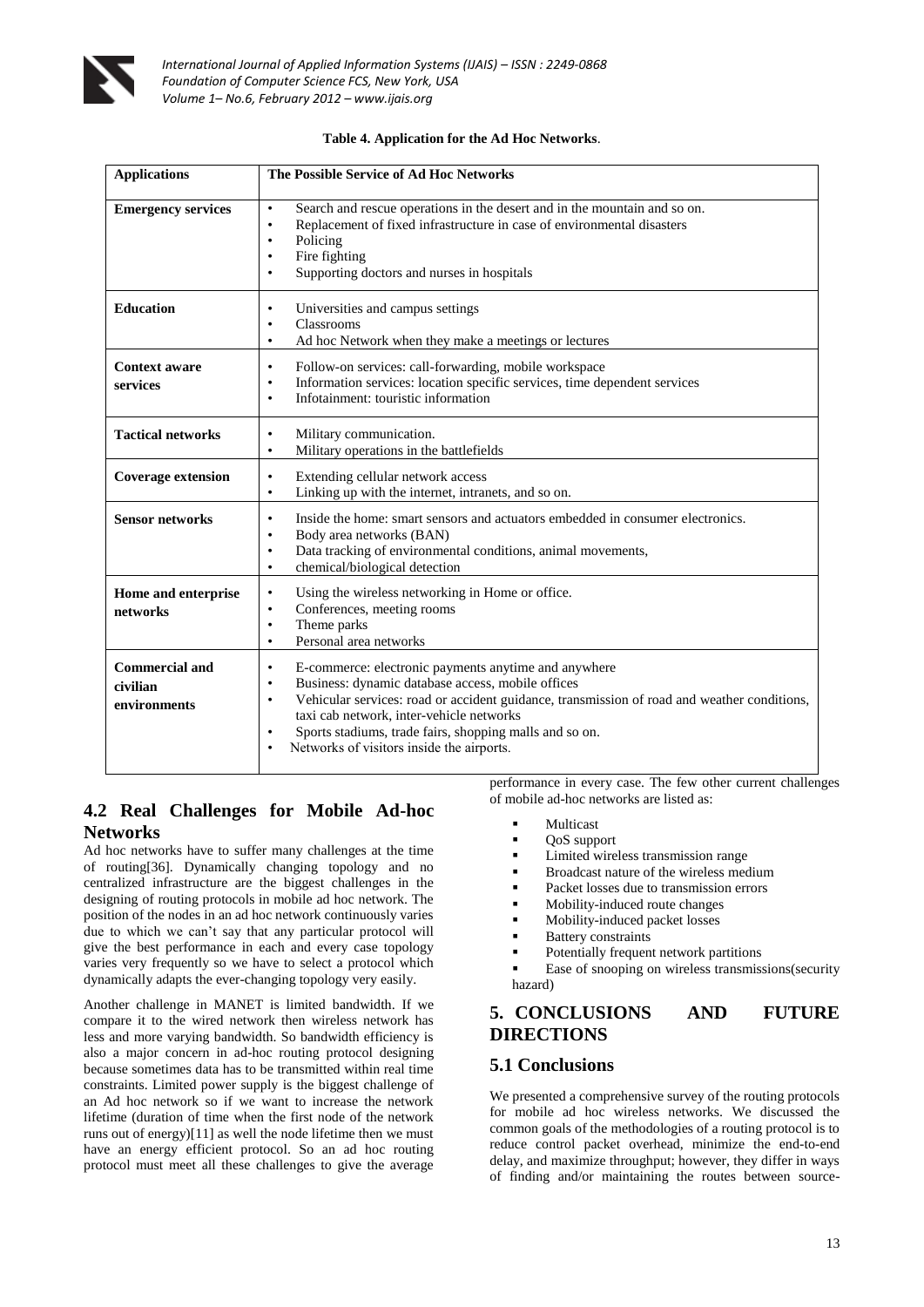**Table 4. Application for the Ad Hoc Networks**.

| Applications | The Possible Service of Ad Hoc Networks |
|---|---|
| **Emergency services** | • Search and rescue operations in the desert and in the mountain and so on.<br>• Replacement of fixed infrastructure in case of environmental disasters<br>• Policing<br>• Fire fighting<br>• Supporting doctors and nurses in hospitals |
| **Education** | • Universities and campus settings<br>• Classrooms<br>• Ad hoc Network when they make a meetings or lectures |
| **Context aware services** | • Follow-on services: call-forwarding, mobile workspace<br>• Information services: location specific services, time dependent services<br>• Infotainment: touristic information |
| **Tactical networks** | • Military communication.<br>• Military operations in the battlefields |
| **Coverage extension** | • Extending cellular network access<br>• Linking up with the internet, intranets, and so on. |
| **Sensor networks** | • Inside the home: smart sensors and actuators embedded in consumer electronics.<br>• Body area networks (BAN)<br>• Data tracking of environmental conditions, animal movements,<br>• chemical/biological detection |
| **Home and enterprise networks** | • Using the wireless networking in Home or office.<br>• Conferences, meeting rooms<br>• Theme parks<br>• Personal area networks |
| **Commercial and civilian environments** | • E-commerce: electronic payments anytime and anywhere<br>• Business: dynamic database access, mobile offices<br>• Vehicular services: road or accident guidance, transmission of road and weather conditions, taxi cab network, inter-vehicle networks<br>• Sports stadiums, trade fairs, shopping malls and so on.<br>• Networks of visitors inside the airports. |

## 4.2 Real Challenges for Mobile Ad-hoc Networks

Ad hoc networks have to suffer many challenges at the time of routing[36]. Dynamically changing topology and no centralized infrastructure are the biggest challenges in the designing of routing protocols in mobile ad hoc network. The position of the nodes in an ad hoc network continuously varies due to which we can't say that any particular protocol will give the best performance in each and every case topology varies very frequently so we have to select a protocol which dynamically adapts the ever-changing topology very easily.

Another challenge in MANET is limited bandwidth. If we compare it to the wired network then wireless network has less and more varying bandwidth. So bandwidth efficiency is also a major concern in ad-hoc routing protocol designing because sometimes data has to be transmitted within real time constraints. Limited power supply is the biggest challenge of an Ad hoc network so if we want to increase the network lifetime (duration of time when the first node of the network runs out of energy)[11] as well the node lifetime then we must have an energy efficient protocol. So an ad hoc routing protocol must meet all these challenges to give the average performance in every case. The few other current challenges of mobile ad-hoc networks are listed as:

- Multicast
- QoS support
- Limited wireless transmission range
- Broadcast nature of the wireless medium
- Packet losses due to transmission errors
- Mobility-induced route changes
- Mobility-induced packet losses
- Battery constraints
- Potentially frequent network partitions
- Ease of snooping on wireless transmissions(security hazard)

# 5. CONCLUSIONS AND FUTURE DIRECTIONS

## 5.1 Conclusions

We presented a comprehensive survey of the routing protocols for mobile ad hoc wireless networks. We discussed the common goals of the methodologies of a routing protocol is to reduce control packet overhead, minimize the end-to-end delay, and maximize throughput; however, they differ in ways of finding and/or maintaining the routes between source-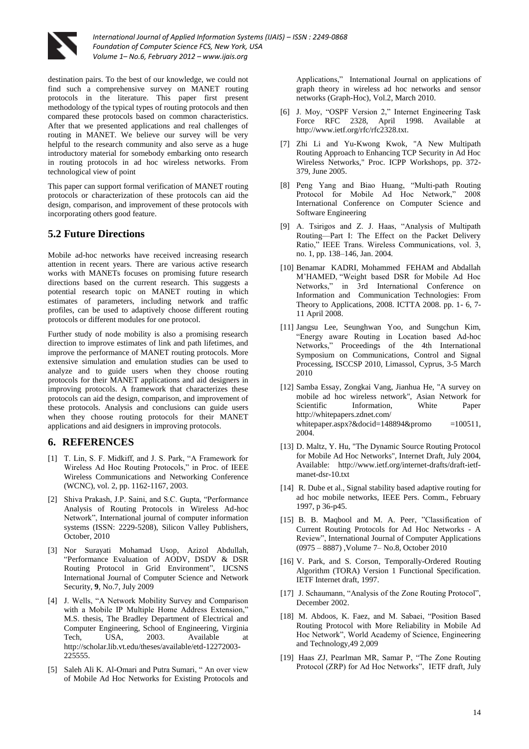destination pairs. To the best of our knowledge, we could not find such a comprehensive survey on MANET routing protocols in the literature. This paper first present methodology of the typical types of routing protocols and then compared these protocols based on common characteristics. After that we presented applications and real challenges of routing in MANET. We believe our survey will be very helpful to the research community and also serve as a huge introductory material for somebody embarking onto research in routing protocols in ad hoc wireless networks. From technological view of point

This paper can support formal verification of MANET routing protocols or characterization of these protocols can aid the design, comparison, and improvement of these protocols with incorporating others good feature.

## 5.2 Future Directions

Mobile ad-hoc networks have received increasing research attention in recent years. There are various active research works with MANETs focuses on promising future research directions based on the current research. This suggests a potential research topic on MANET routing in which estimates of parameters, including network and traffic profiles, can be used to adaptively choose different routing protocols or different modules for one protocol.

Further study of node mobility is also a promising research direction to improve estimates of link and path lifetimes, and improve the performance of MANET routing protocols. More extensive simulation and emulation studies can be used to analyze and to guide users when they choose routing protocols for their MANET applications and aid designers in improving protocols. A framework that characterizes these protocols can aid the design, comparison, and improvement of these protocols. Analysis and conclusions can guide users when they choose routing protocols for their MANET applications and aid designers in improving protocols.

## 6. REFERENCES

[1] T. Lin, S. F. Midkiff, and J. S. Park, "A Framework for Wireless Ad Hoc Routing Protocols," in Proc. of IEEE Wireless Communications and Networking Conference (WCNC), vol. 2, pp. 1162-1167, 2003.

[2] Shiva Prakash, J.P. Saini, and S.C. Gupta, "Performance Analysis of Routing Protocols in Wireless Ad-hoc Network", International journal of computer information systems (ISSN: 2229-5208), Silicon Valley Publishers, October, 2010

[3] Nor Surayati Mohamad Usop, Azizol Abdullah, "Performance Evaluation of AODV, DSDV & DSR Routing Protocol in Grid Environment", IJCSNS International Journal of Computer Science and Network Security, **9**, No.7, July 2009

[4] J. Wells, "A Network Mobility Survey and Comparison with a Mobile IP Multiple Home Address Extension," M.S. thesis, The Bradley Department of Electrical and Computer Engineering, School of Engineering, Virginia Tech, USA, 2003. Available at http://scholar.lib.vt.edu/theses/available/etd-12272003-225555.

[5] Saleh Ali K. Al-Omari and Putra Sumari, " An over view of Mobile Ad Hoc Networks for Existing Protocols and Applications," International Journal on applications of graph theory in wireless ad hoc networks and sensor networks (Graph-Hoc), Vol.2, March 2010.

[6] J. Moy, "OSPF Version 2," Internet Engineering Task Force RFC 2328, April 1998. Available at http://www.ietf.org/rfc/rfc2328.txt.

[7] Zhi Li and Yu-Kwong Kwok, "A New Multipath Routing Approach to Enhancing TCP Security in Ad Hoc Wireless Networks," Proc. ICPP Workshops, pp. 372-379, June 2005.

[8] Peng Yang and Biao Huang, "Multi-path Routing Protocol for Mobile Ad Hoc Network," 2008 International Conference on Computer Science and Software Engineering

[9] A. Tsirigos and Z. J. Haas, "Analysis of Multipath Routing—Part I: The Effect on the Packet Delivery Ratio," IEEE Trans. Wireless Communications, vol. 3, no. 1, pp. 138–146, Jan. 2004.

[10] Benamar KADRI, Mohammed FEHAM and Abdallah M'HAMED, "Weight based DSR for Mobile Ad Hoc Networks," in 3rd International Conference on Information and Communication Technologies: From Theory to Applications, 2008. ICTTA 2008. pp. 1- 6, 7-11 April 2008.

[11] Jangsu Lee, Seunghwan Yoo, and Sungchun Kim, "Energy aware Routing in Location based Ad-hoc Networks," Proceedings of the 4th International Symposium on Communications, Control and Signal Processing, ISCCSP 2010, Limassol, Cyprus, 3-5 March 2010

[12] Samba Essay, Zongkai Vang, Jianhua He, "A survey on mobile ad hoc wireless network", Asian Network for Scientific Information, White Paper http://whitepapers.zdnet.com/ whitepaper.aspx?&docid=148894&promo =100511, 2004.

[13] D. Maltz, Y. Hu, "The Dynamic Source Routing Protocol for Mobile Ad Hoc Networks", Internet Draft, July 2004, Available: http://www.ietf.org/internet-drafts/draft-ietf-manet-dsr-10.txt

[14] R. Dube et al., Signal stability based adaptive routing for ad hoc mobile networks, IEEE Pers. Comm., February 1997, p 36-p45.

[15] B. B. Maqbool and M. A. Peer, "Classification of Current Routing Protocols for Ad Hoc Networks - A Review", International Journal of Computer Applications (0975 – 8887) ,Volume 7– No.8, October 2010

[16] V. Park, and S. Corson, Temporally-Ordered Routing Algorithm (TORA) Version 1 Functional Specification. IETF Internet draft, 1997.

[17] J. Schaumann, "Analysis of the Zone Routing Protocol", December 2002.

[18] M. Abdoos, K. Faez, and M. Sabaei, "Position Based Routing Protocol with More Reliability in Mobile Ad Hoc Network", World Academy of Science, Engineering and Technology,49 2,009

[19] Haas ZJ, Pearlman MR, Samar P, "The Zone Routing Protocol (ZRP) for Ad Hoc Networks", IETF draft, July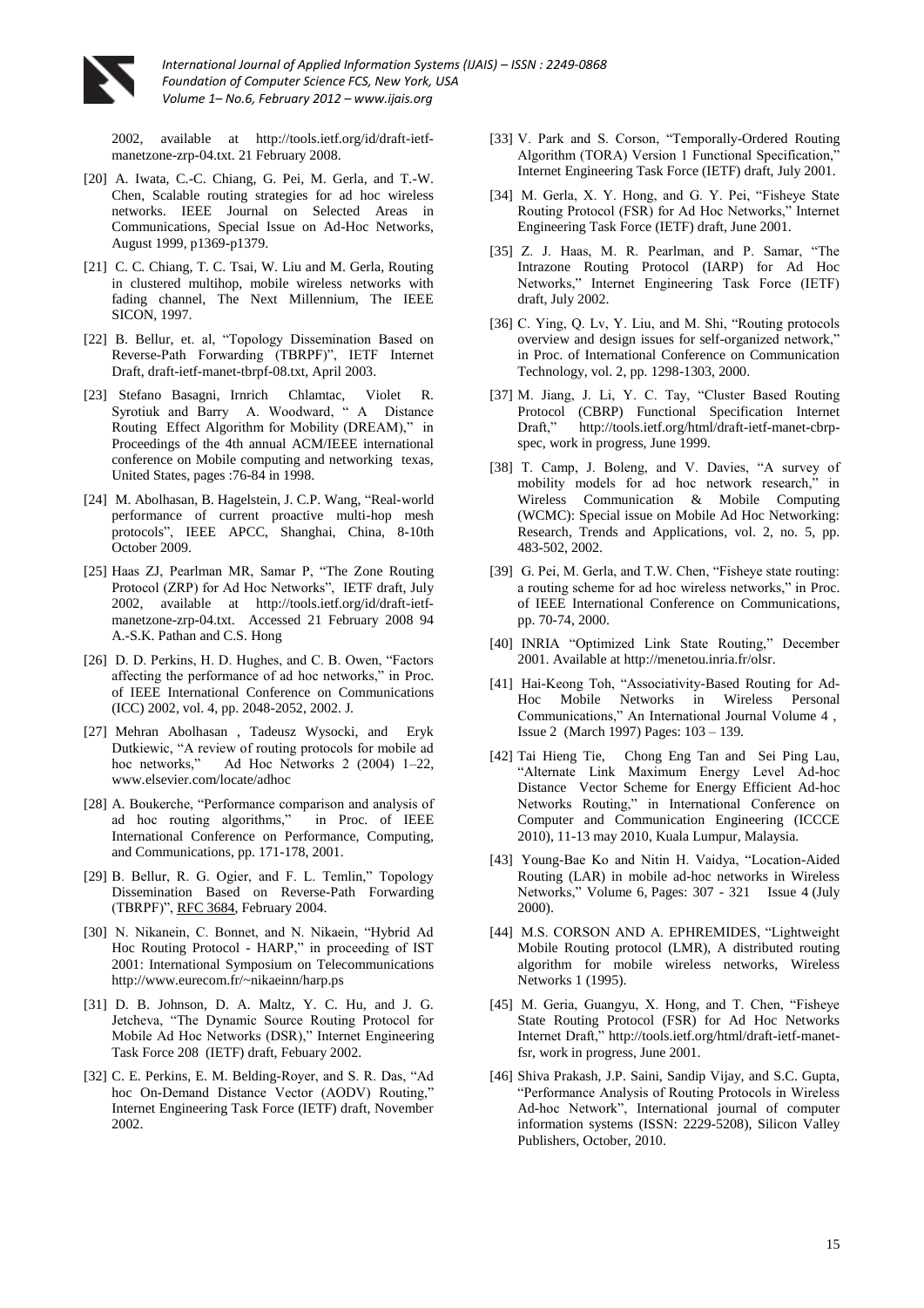2002, available at http://tools.ietf.org/id/draft-ietf-manetzone-zrp-04.txt. 21 February 2008.

[20] A. Iwata, C.-C. Chiang, G. Pei, M. Gerla, and T.-W. Chen, Scalable routing strategies for ad hoc wireless networks. IEEE Journal on Selected Areas in Communications, Special Issue on Ad-Hoc Networks, August 1999, p1369-p1379.

[21] C. C. Chiang, T. C. Tsai, W. Liu and M. Gerla, Routing in clustered multihop, mobile wireless networks with fading channel, The Next Millennium, The IEEE SICON, 1997.

[22] B. Bellur, et. al, "Topology Dissemination Based on Reverse-Path Forwarding (TBRPF)", IETF Internet Draft, draft-ietf-manet-tbrpf-08.txt, April 2003.

[23] Stefano Basagni, Irnrich Chlamtac, Violet R. Syrotiuk and Barry A. Woodward, " A Distance Routing Effect Algorithm for Mobility (DREAM)," in Proceedings of the 4th annual ACM/IEEE international conference on Mobile computing and networking texas, United States, pages :76-84 in 1998.

[24] M. Abolhasan, B. Hagelstein, J. C.P. Wang, "Real-world performance of current proactive multi-hop mesh protocols", IEEE APCC, Shanghai, China, 8-10th October 2009.

[25] Haas ZJ, Pearlman MR, Samar P, "The Zone Routing Protocol (ZRP) for Ad Hoc Networks", IETF draft, July 2002, available at http://tools.ietf.org/id/draft-ietf-manetzone-zrp-04.txt. Accessed 21 February 2008 94 A.-S.K. Pathan and C.S. Hong

[26] D. D. Perkins, H. D. Hughes, and C. B. Owen, "Factors affecting the performance of ad hoc networks," in Proc. of IEEE International Conference on Communications (ICC) 2002, vol. 4, pp. 2048-2052, 2002. J.

[27] Mehran Abolhasan , Tadeusz Wysocki, and Eryk Dutkiewic, "A review of routing protocols for mobile ad hoc networks," Ad Hoc Networks 2 (2004) 1–22, www.elsevier.com/locate/adhoc

[28] A. Boukerche, "Performance comparison and analysis of ad hoc routing algorithms," in Proc. of IEEE International Conference on Performance, Computing, and Communications, pp. 171-178, 2001.

[29] B. Bellur, R. G. Ogier, and F. L. Temlin," Topology Dissemination Based on Reverse-Path Forwarding (TBRPF)", RFC 3684, February 2004.

[30] N. Nikanein, C. Bonnet, and N. Nikaein, "Hybrid Ad Hoc Routing Protocol - HARP," in proceeding of IST 2001: International Symposium on Telecommunications http://www.eurecom.fr/~nikaeinn/harp.ps

[31] D. B. Johnson, D. A. Maltz, Y. C. Hu, and J. G. Jetcheva, "The Dynamic Source Routing Protocol for Mobile Ad Hoc Networks (DSR)," Internet Engineering Task Force 208 (IETF) draft, Febuary 2002.

[32] C. E. Perkins, E. M. Belding-Royer, and S. R. Das, "Ad hoc On-Demand Distance Vector (AODV) Routing," Internet Engineering Task Force (IETF) draft, November 2002.

[33] V. Park and S. Corson, "Temporally-Ordered Routing Algorithm (TORA) Version 1 Functional Specification," Internet Engineering Task Force (IETF) draft, July 2001.

[34] M. Gerla, X. Y. Hong, and G. Y. Pei, "Fisheye State Routing Protocol (FSR) for Ad Hoc Networks," Internet Engineering Task Force (IETF) draft, June 2001.

[35] Z. J. Haas, M. R. Pearlman, and P. Samar, "The Intrazone Routing Protocol (IARP) for Ad Hoc Networks," Internet Engineering Task Force (IETF) draft, July 2002.

[36] C. Ying, Q. Lv, Y. Liu, and M. Shi, "Routing protocols overview and design issues for self-organized network," in Proc. of International Conference on Communication Technology, vol. 2, pp. 1298-1303, 2000.

[37] M. Jiang, J. Li, Y. C. Tay, "Cluster Based Routing Protocol (CBRP) Functional Specification Internet Draft," http://tools.ietf.org/html/draft-ietf-manet-cbrp-spec, work in progress, June 1999.

[38] T. Camp, J. Boleng, and V. Davies, "A survey of mobility models for ad hoc network research," in Wireless Communication & Mobile Computing (WCMC): Special issue on Mobile Ad Hoc Networking: Research, Trends and Applications, vol. 2, no. 5, pp. 483-502, 2002.

[39] G. Pei, M. Gerla, and T.W. Chen, "Fisheye state routing: a routing scheme for ad hoc wireless networks," in Proc. of IEEE International Conference on Communications, pp. 70-74, 2000.

[40] INRIA "Optimized Link State Routing," December 2001. Available at http://menetou.inria.fr/olsr.

[41] Hai-Keong Toh, "Associativity-Based Routing for Ad-Hoc Mobile Networks in Wireless Personal Communications," An International Journal Volume 4 , Issue 2 (March 1997) Pages: 103 – 139.

[42] Tai Hieng Tie, Chong Eng Tan and Sei Ping Lau, "Alternate Link Maximum Energy Level Ad-hoc Distance Vector Scheme for Energy Efficient Ad-hoc Networks Routing," in International Conference on Computer and Communication Engineering (ICCCE 2010), 11-13 may 2010, Kuala Lumpur, Malaysia.

[43] Young-Bae Ko and Nitin H. Vaidya, "Location-Aided Routing (LAR) in mobile ad-hoc networks in Wireless Networks," Volume 6, Pages: 307 - 321 Issue 4 (July 2000).

[44] M.S. CORSON AND A. EPHREMIDES, "Lightweight Mobile Routing protocol (LMR), A distributed routing algorithm for mobile wireless networks, Wireless Networks 1 (1995).

[45] M. Geria, Guangyu, X. Hong, and T. Chen, "Fisheye State Routing Protocol (FSR) for Ad Hoc Networks Internet Draft," http://tools.ietf.org/html/draft-ietf-manet-fsr, work in progress, June 2001.

[46] Shiva Prakash, J.P. Saini, Sandip Vijay, and S.C. Gupta, "Performance Analysis of Routing Protocols in Wireless Ad-hoc Network", International journal of computer information systems (ISSN: 2229-5208), Silicon Valley Publishers, October, 2010.